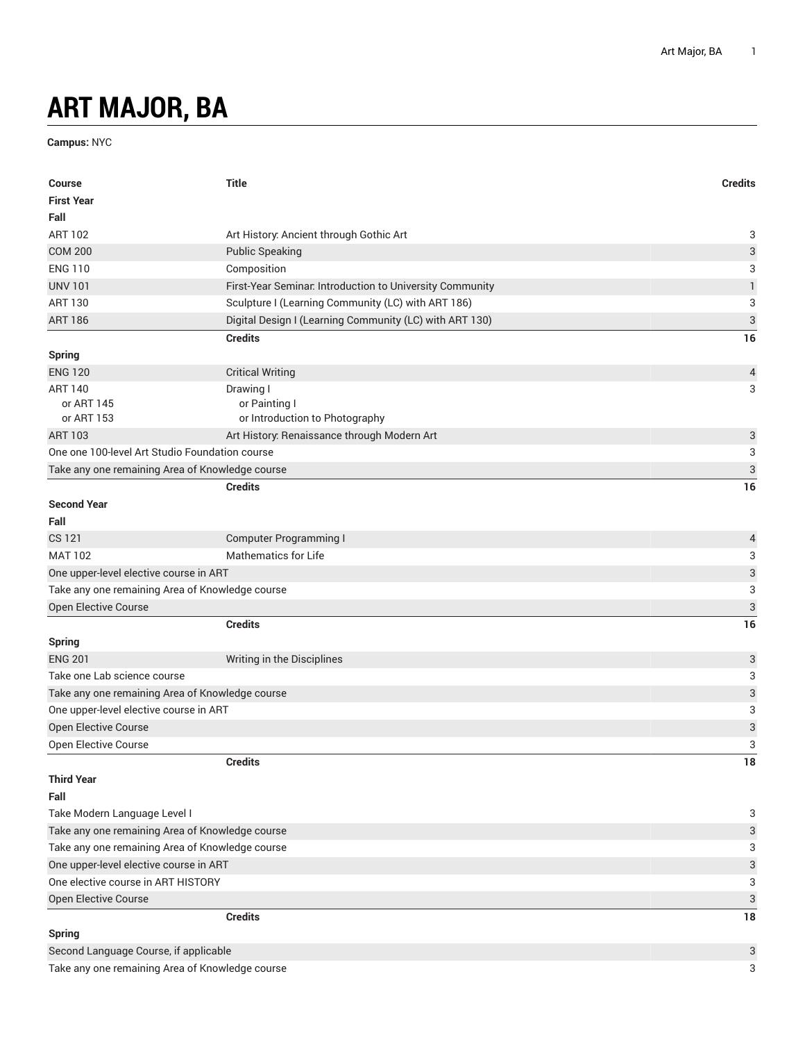# ART MAJOR, BA

**Campus:** NYC

| Course | Title | Credits |
|---|---|---|
| **First Year** | | |
| **Fall** | | |
| ART 102 | Art History: Ancient through Gothic Art | 3 |
| COM 200 | Public Speaking | 3 |
| ENG 110 | Composition | 3 |
| UNV 101 | First-Year Seminar: Introduction to University Community | 1 |
| ART 130 | Sculpture I (Learning Community (LC) with ART 186) | 3 |
| ART 186 | Digital Design I (Learning Community (LC) with ART 130) | 3 |
| | **Credits** | **16** |
| **Spring** | | |
| ENG 120 | Critical Writing | 4 |
| ART 140<br>or ART 145<br>or ART 153 | Drawing I<br>or Painting I<br>or Introduction to Photography | 3 |
| ART 103 | Art History: Renaissance through Modern Art | 3 |
| One one 100-level Art Studio Foundation course | | 3 |
| Take any one remaining Area of Knowledge course | | 3 |
| | **Credits** | **16** |
| **Second Year** | | |
| **Fall** | | |
| CS 121 | Computer Programming I | 4 |
| MAT 102 | Mathematics for Life | 3 |
| One upper-level elective course in ART | | 3 |
| Take any one remaining Area of Knowledge course | | 3 |
| Open Elective Course | | 3 |
| | **Credits** | **16** |
| **Spring** | | |
| ENG 201 | Writing in the Disciplines | 3 |
| Take one Lab science course | | 3 |
| Take any one remaining Area of Knowledge course | | 3 |
| One upper-level elective course in ART | | 3 |
| Open Elective Course | | 3 |
| Open Elective Course | | 3 |
| | **Credits** | **18** |
| **Third Year** | | |
| **Fall** | | |
| Take Modern Language Level I | | 3 |
| Take any one remaining Area of Knowledge course | | 3 |
| Take any one remaining Area of Knowledge course | | 3 |
| One upper-level elective course in ART | | 3 |
| One elective course in ART HISTORY | | 3 |
| Open Elective Course | | 3 |
| | **Credits** | **18** |
| **Spring** | | |
| Second Language Course, if applicable | | 3 |
| Take any one remaining Area of Knowledge course | | 3 |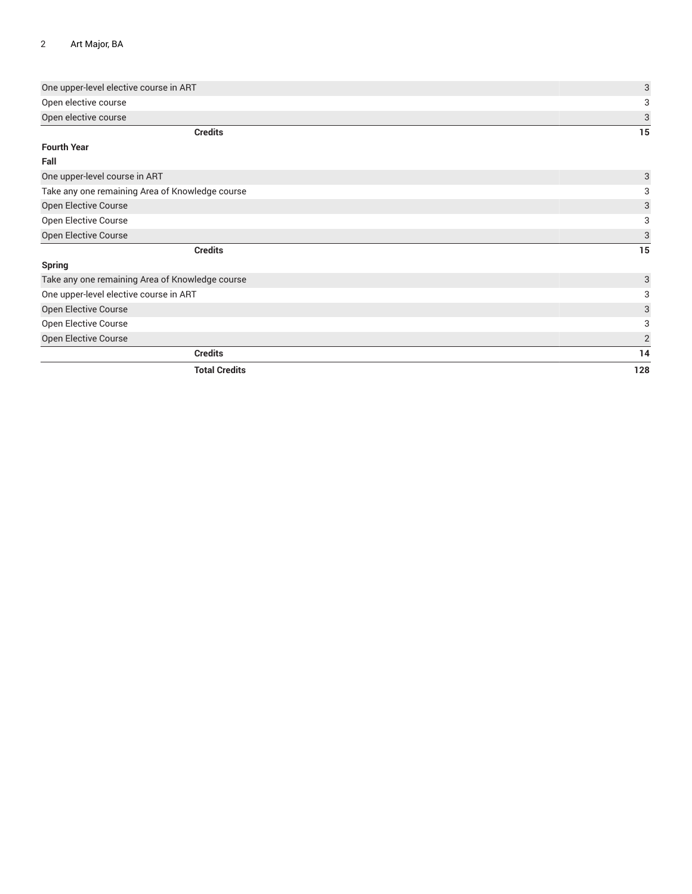| | |
|---|---|
| One upper-level elective course in ART | 3 |
| Open elective course | 3 |
| Open elective course | 3 |
| **Credits** | **15** |
| **Fourth Year** | |
| **Fall** | |
| One upper-level course in ART | 3 |
| Take any one remaining Area of Knowledge course | 3 |
| Open Elective Course | 3 |
| Open Elective Course | 3 |
| Open Elective Course | 3 |
| **Credits** | **15** |
| **Spring** | |
| Take any one remaining Area of Knowledge course | 3 |
| One upper-level elective course in ART | 3 |
| Open Elective Course | 3 |
| Open Elective Course | 3 |
| Open Elective Course | 2 |
| **Credits** | **14** |
| **Total Credits** | **128** |